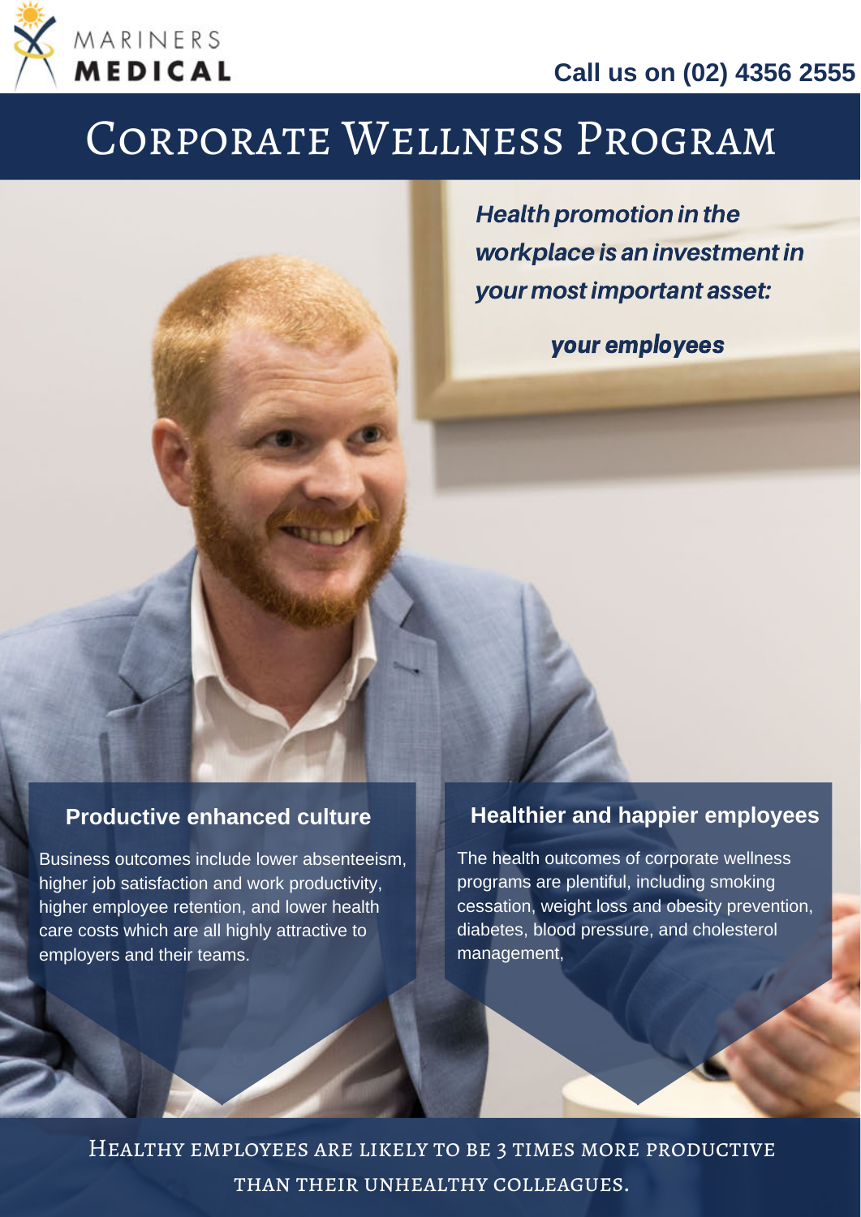MARINERS MEDICAL

**Call us on (02) 4356 2555**

# Corporate Wellness Program

***Health promotion in the workplace is an investment in your most important asset:***

***your employees***

## Productive enhanced culture

Business outcomes include lower absenteeism, higher job satisfaction and work productivity, higher employee retention, and lower health care costs which are all highly attractive to employers and their teams.

## Healthier and happier employees

The health outcomes of corporate wellness programs are plentiful, including smoking cessation, weight loss and obesity prevention, diabetes, blood pressure, and cholesterol management,

Healthy employees are likely to be 3 times more productive than their unhealthy colleagues.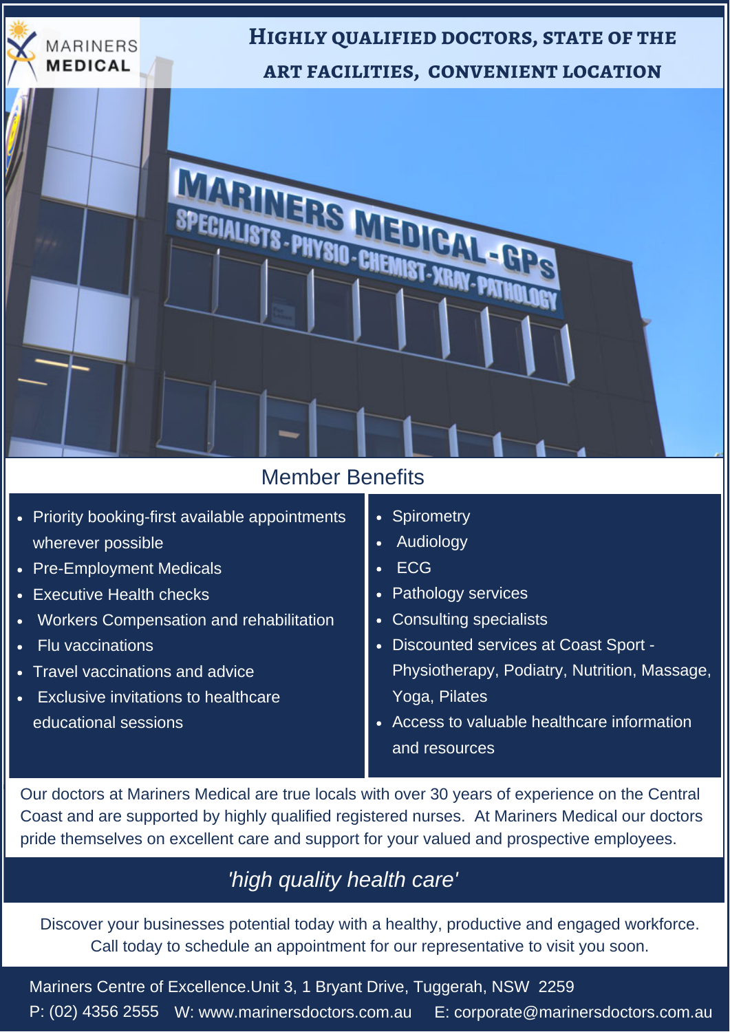MARINERS MEDICAL

# Highly qualified doctors, state of the art facilities, convenient location

## Member Benefits

- Priority booking-first available appointments wherever possible
- Pre-Employment Medicals
- Executive Health checks
- Workers Compensation and rehabilitation
- Flu vaccinations
- Travel vaccinations and advice
- Exclusive invitations to healthcare educational sessions
- Spirometry
- Audiology
- ECG
- Pathology services
- Consulting specialists
- Discounted services at Coast Sport - Physiotherapy, Podiatry, Nutrition, Massage, Yoga, Pilates
- Access to valuable healthcare information and resources

Our doctors at Mariners Medical are true locals with over 30 years of experience on the Central Coast and are supported by highly qualified registered nurses. At Mariners Medical our doctors pride themselves on excellent care and support for your valued and prospective employees.

*'high quality health care'*

Discover your businesses potential today with a healthy, productive and engaged workforce. Call today to schedule an appointment for our representative to visit you soon.

Mariners Centre of Excellence.Unit 3, 1 Bryant Drive, Tuggerah, NSW 2259

P: (02) 4356 2555 W: www.marinersdoctors.com.au E: corporate@marinersdoctors.com.au